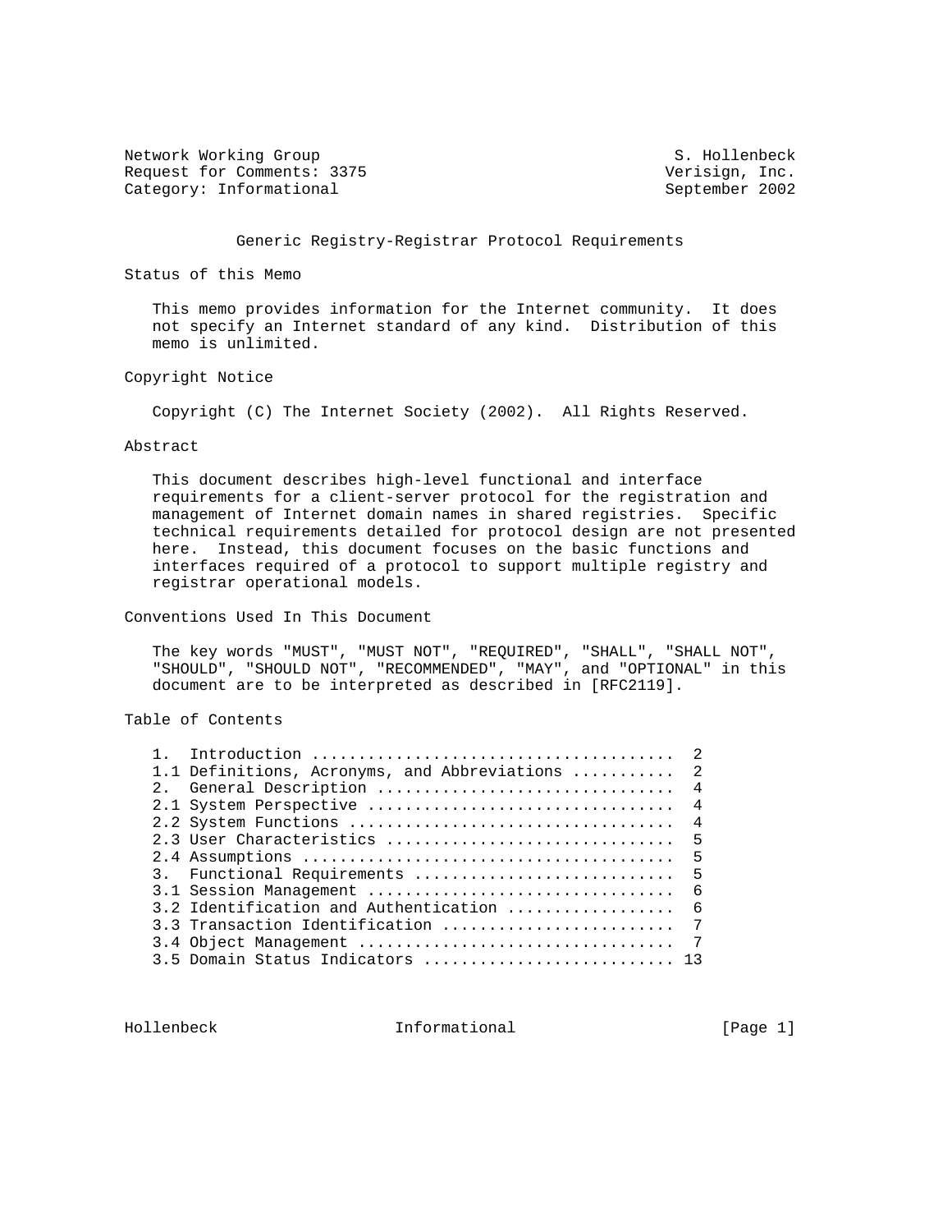Network Working Group S. Hollenbeck
Request for Comments: 3375 Verisign, Inc.
Category: Informational September 2002

# Generic Registry-Registrar Protocol Requirements

## Status of this Memo

This memo provides information for the Internet community. It does not specify an Internet standard of any kind. Distribution of this memo is unlimited.

## Copyright Notice

Copyright (C) The Internet Society (2002). All Rights Reserved.

## Abstract

This document describes high-level functional and interface requirements for a client-server protocol for the registration and management of Internet domain names in shared registries. Specific technical requirements detailed for protocol design are not presented here. Instead, this document focuses on the basic functions and interfaces required of a protocol to support multiple registry and registrar operational models.

## Conventions Used In This Document

The key words "MUST", "MUST NOT", "REQUIRED", "SHALL", "SHALL NOT", "SHOULD", "SHOULD NOT", "RECOMMENDED", "MAY", and "OPTIONAL" in this document are to be interpreted as described in [RFC2119].

## Table of Contents

```
1.  Introduction ......................................  2
1.1 Definitions, Acronyms, and Abbreviations ...........  2
2.  General Description ...............................  4
2.1 System Perspective ................................  4
2.2 System Functions ..................................  4
2.3 User Characteristics ..............................  5
2.4 Assumptions .......................................  5
3.  Functional Requirements ...........................  5
3.1 Session Management ................................  6
3.2 Identification and Authentication .................  6
3.3 Transaction Identification ........................  7
3.4 Object Management .................................  7
3.5 Domain Status Indicators ........................... 13
```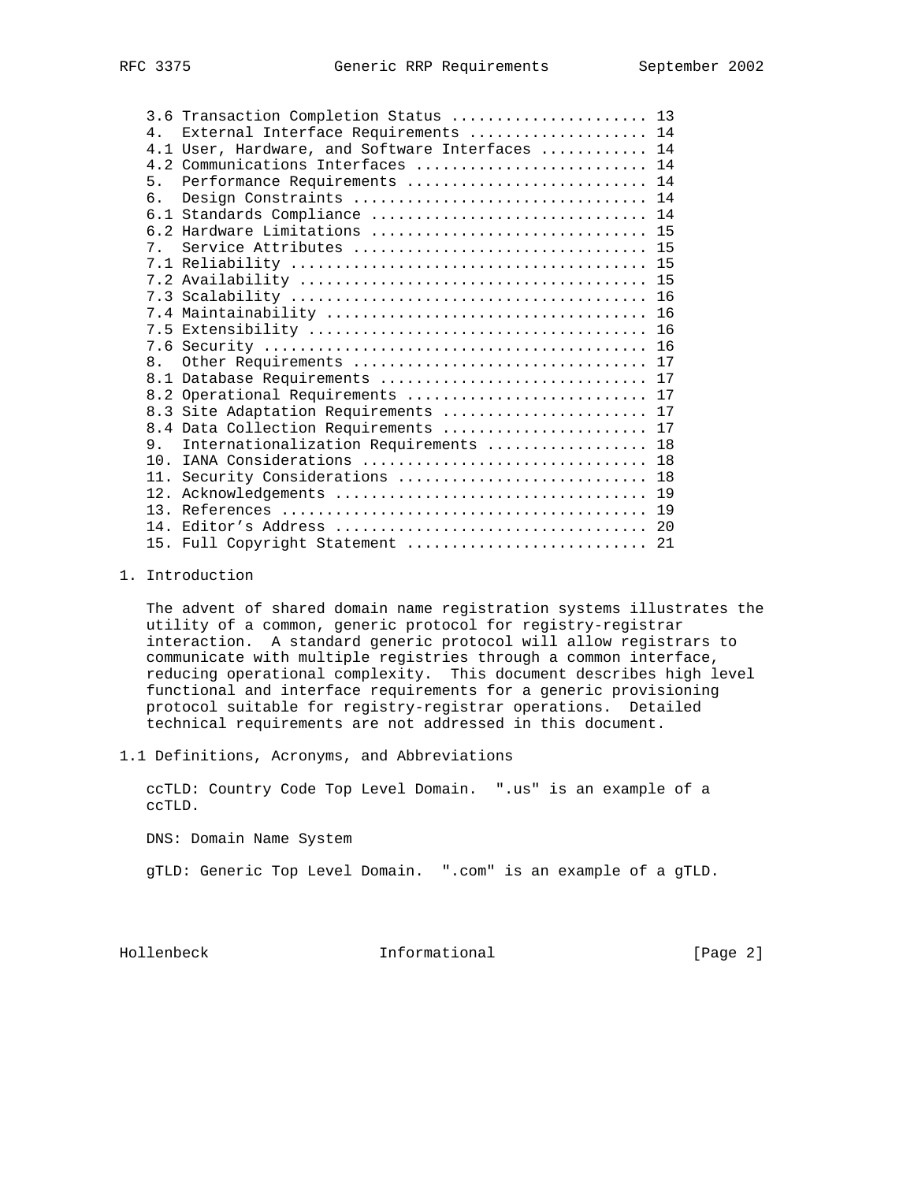3.6 Transaction Completion Status ...................... 13
4. External Interface Requirements .................... 14
4.1 User, Hardware, and Software Interfaces ............ 14
4.2 Communications Interfaces .......................... 14
5. Performance Requirements ........................... 14
6. Design Constraints ................................. 14
6.1 Standards Compliance ............................... 14
6.2 Hardware Limitations ............................... 15
7. Service Attributes ................................. 15
7.1 Reliability ........................................ 15
7.2 Availability ....................................... 15
7.3 Scalability ........................................ 16
7.4 Maintainability .................................... 16
7.5 Extensibility ...................................... 16
7.6 Security ........................................... 16
8. Other Requirements ................................. 17
8.1 Database Requirements .............................. 17
8.2 Operational Requirements ........................... 17
8.3 Site Adaptation Requirements ....................... 17
8.4 Data Collection Requirements ....................... 17
9. Internationalization Requirements .................. 18
10. IANA Considerations ................................ 18
11. Security Considerations ............................ 18
12. Acknowledgements ................................... 19
13. References ......................................... 19
14. Editor's Address ................................... 20
15. Full Copyright Statement ........................... 21

# 1. Introduction

The advent of shared domain name registration systems illustrates the utility of a common, generic protocol for registry-registrar interaction. A standard generic protocol will allow registrars to communicate with multiple registries through a common interface, reducing operational complexity. This document describes high level functional and interface requirements for a generic provisioning protocol suitable for registry-registrar operations. Detailed technical requirements are not addressed in this document.

## 1.1 Definitions, Acronyms, and Abbreviations

ccTLD: Country Code Top Level Domain. ".us" is an example of a ccTLD.

DNS: Domain Name System

gTLD: Generic Top Level Domain. ".com" is an example of a gTLD.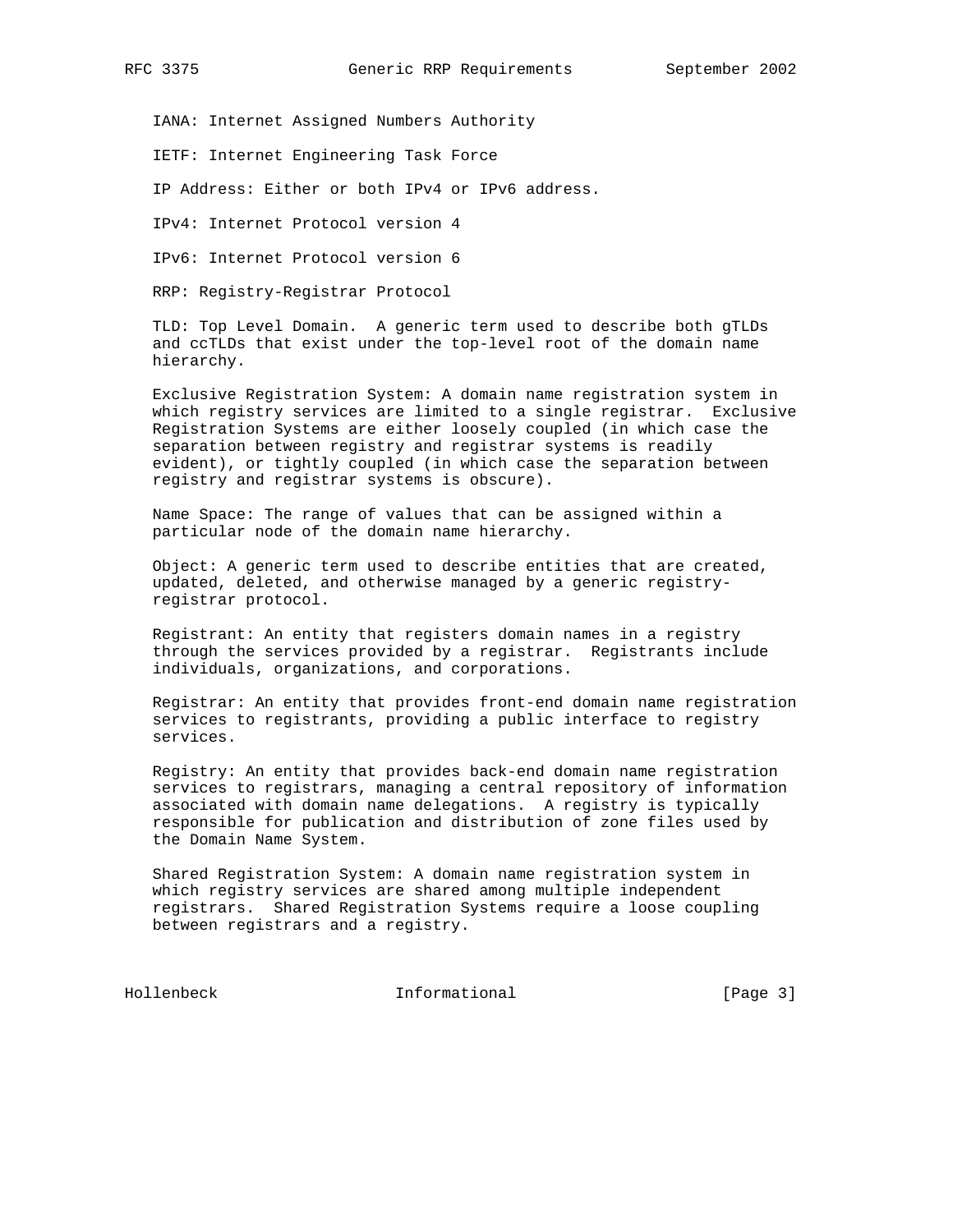IANA: Internet Assigned Numbers Authority

IETF: Internet Engineering Task Force

IP Address: Either or both IPv4 or IPv6 address.

IPv4: Internet Protocol version 4

IPv6: Internet Protocol version 6

RRP: Registry-Registrar Protocol

TLD: Top Level Domain. A generic term used to describe both gTLDs and ccTLDs that exist under the top-level root of the domain name hierarchy.

Exclusive Registration System: A domain name registration system in which registry services are limited to a single registrar. Exclusive Registration Systems are either loosely coupled (in which case the separation between registry and registrar systems is readily evident), or tightly coupled (in which case the separation between registry and registrar systems is obscure).

Name Space: The range of values that can be assigned within a particular node of the domain name hierarchy.

Object: A generic term used to describe entities that are created, updated, deleted, and otherwise managed by a generic registry-registrar protocol.

Registrant: An entity that registers domain names in a registry through the services provided by a registrar. Registrants include individuals, organizations, and corporations.

Registrar: An entity that provides front-end domain name registration services to registrants, providing a public interface to registry services.

Registry: An entity that provides back-end domain name registration services to registrars, managing a central repository of information associated with domain name delegations. A registry is typically responsible for publication and distribution of zone files used by the Domain Name System.

Shared Registration System: A domain name registration system in which registry services are shared among multiple independent registrars. Shared Registration Systems require a loose coupling between registrars and a registry.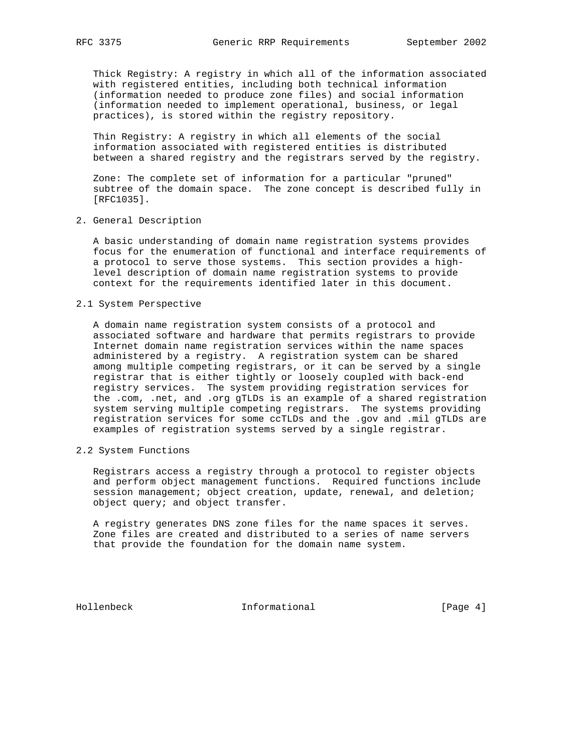Thick Registry: A registry in which all of the information associated with registered entities, including both technical information (information needed to produce zone files) and social information (information needed to implement operational, business, or legal practices), is stored within the registry repository.

Thin Registry: A registry in which all elements of the social information associated with registered entities is distributed between a shared registry and the registrars served by the registry.

Zone: The complete set of information for a particular "pruned" subtree of the domain space. The zone concept is described fully in [RFC1035].

## 2. General Description

A basic understanding of domain name registration systems provides focus for the enumeration of functional and interface requirements of a protocol to serve those systems. This section provides a high-level description of domain name registration systems to provide context for the requirements identified later in this document.

### 2.1 System Perspective

A domain name registration system consists of a protocol and associated software and hardware that permits registrars to provide Internet domain name registration services within the name spaces administered by a registry. A registration system can be shared among multiple competing registrars, or it can be served by a single registrar that is either tightly or loosely coupled with back-end registry services. The system providing registration services for the .com, .net, and .org gTLDs is an example of a shared registration system serving multiple competing registrars. The systems providing registration services for some ccTLDs and the .gov and .mil gTLDs are examples of registration systems served by a single registrar.

### 2.2 System Functions

Registrars access a registry through a protocol to register objects and perform object management functions. Required functions include session management; object creation, update, renewal, and deletion; object query; and object transfer.

A registry generates DNS zone files for the name spaces it serves. Zone files are created and distributed to a series of name servers that provide the foundation for the domain name system.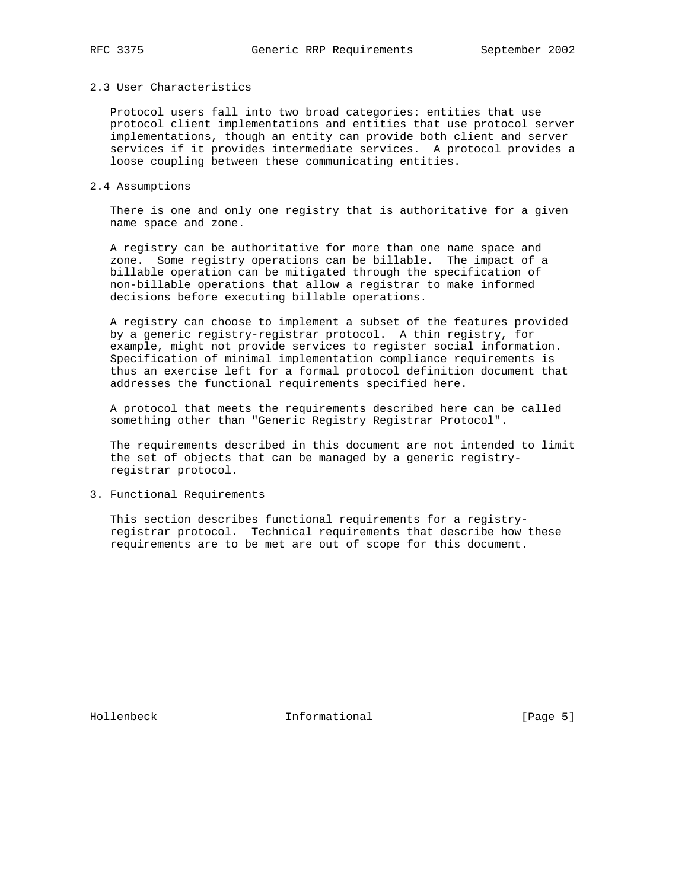## 2.3 User Characteristics

Protocol users fall into two broad categories: entities that use protocol client implementations and entities that use protocol server implementations, though an entity can provide both client and server services if it provides intermediate services. A protocol provides a loose coupling between these communicating entities.

## 2.4 Assumptions

There is one and only one registry that is authoritative for a given name space and zone.

A registry can be authoritative for more than one name space and zone. Some registry operations can be billable. The impact of a billable operation can be mitigated through the specification of non-billable operations that allow a registrar to make informed decisions before executing billable operations.

A registry can choose to implement a subset of the features provided by a generic registry-registrar protocol. A thin registry, for example, might not provide services to register social information. Specification of minimal implementation compliance requirements is thus an exercise left for a formal protocol definition document that addresses the functional requirements specified here.

A protocol that meets the requirements described here can be called something other than "Generic Registry Registrar Protocol".

The requirements described in this document are not intended to limit the set of objects that can be managed by a generic registry-registrar protocol.

# 3. Functional Requirements

This section describes functional requirements for a registry-registrar protocol. Technical requirements that describe how these requirements are to be met are out of scope for this document.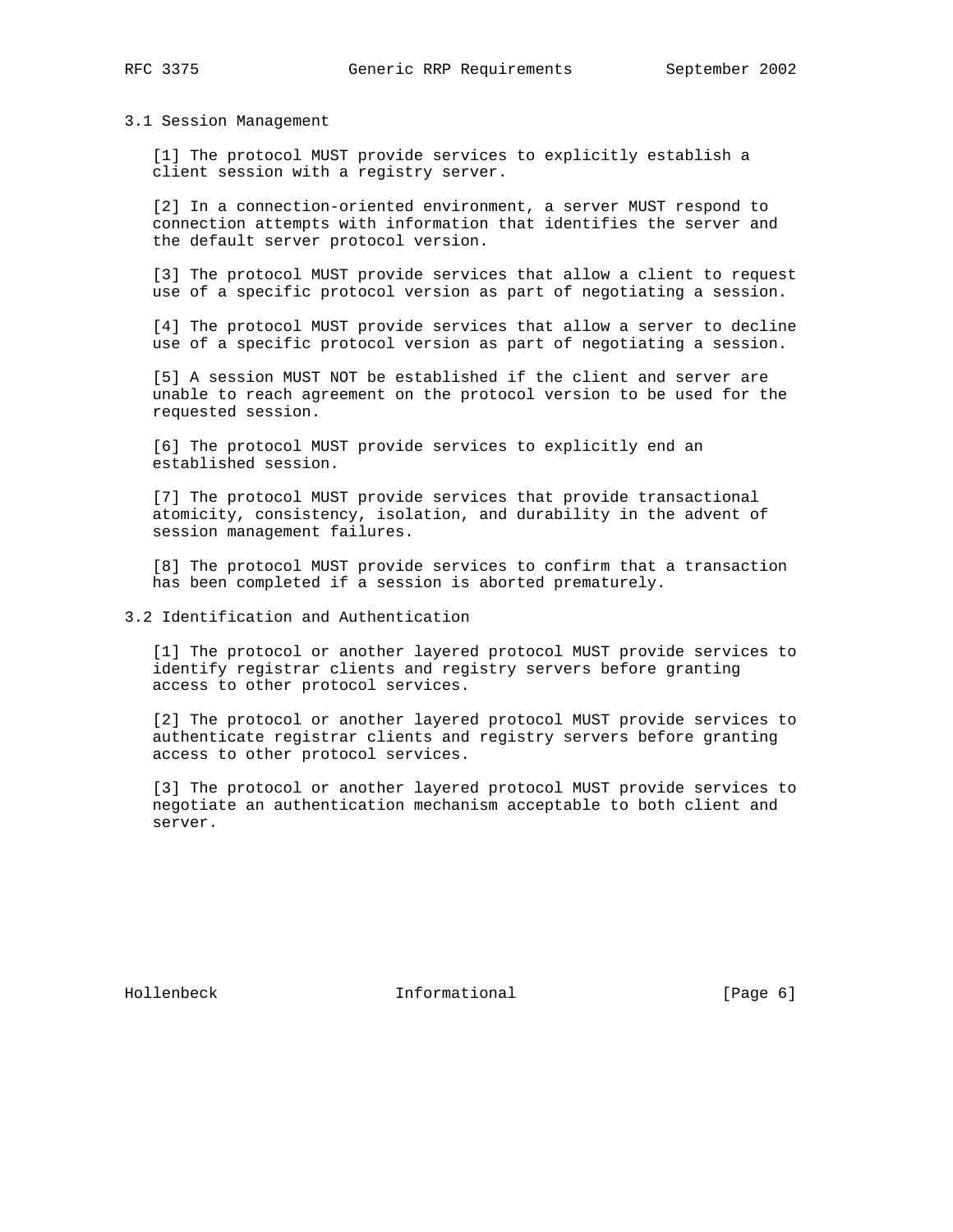### 3.1 Session Management

[1] The protocol MUST provide services to explicitly establish a client session with a registry server.

[2] In a connection-oriented environment, a server MUST respond to connection attempts with information that identifies the server and the default server protocol version.

[3] The protocol MUST provide services that allow a client to request use of a specific protocol version as part of negotiating a session.

[4] The protocol MUST provide services that allow a server to decline use of a specific protocol version as part of negotiating a session.

[5] A session MUST NOT be established if the client and server are unable to reach agreement on the protocol version to be used for the requested session.

[6] The protocol MUST provide services to explicitly end an established session.

[7] The protocol MUST provide services that provide transactional atomicity, consistency, isolation, and durability in the advent of session management failures.

[8] The protocol MUST provide services to confirm that a transaction has been completed if a session is aborted prematurely.

### 3.2 Identification and Authentication

[1] The protocol or another layered protocol MUST provide services to identify registrar clients and registry servers before granting access to other protocol services.

[2] The protocol or another layered protocol MUST provide services to authenticate registrar clients and registry servers before granting access to other protocol services.

[3] The protocol or another layered protocol MUST provide services to negotiate an authentication mechanism acceptable to both client and server.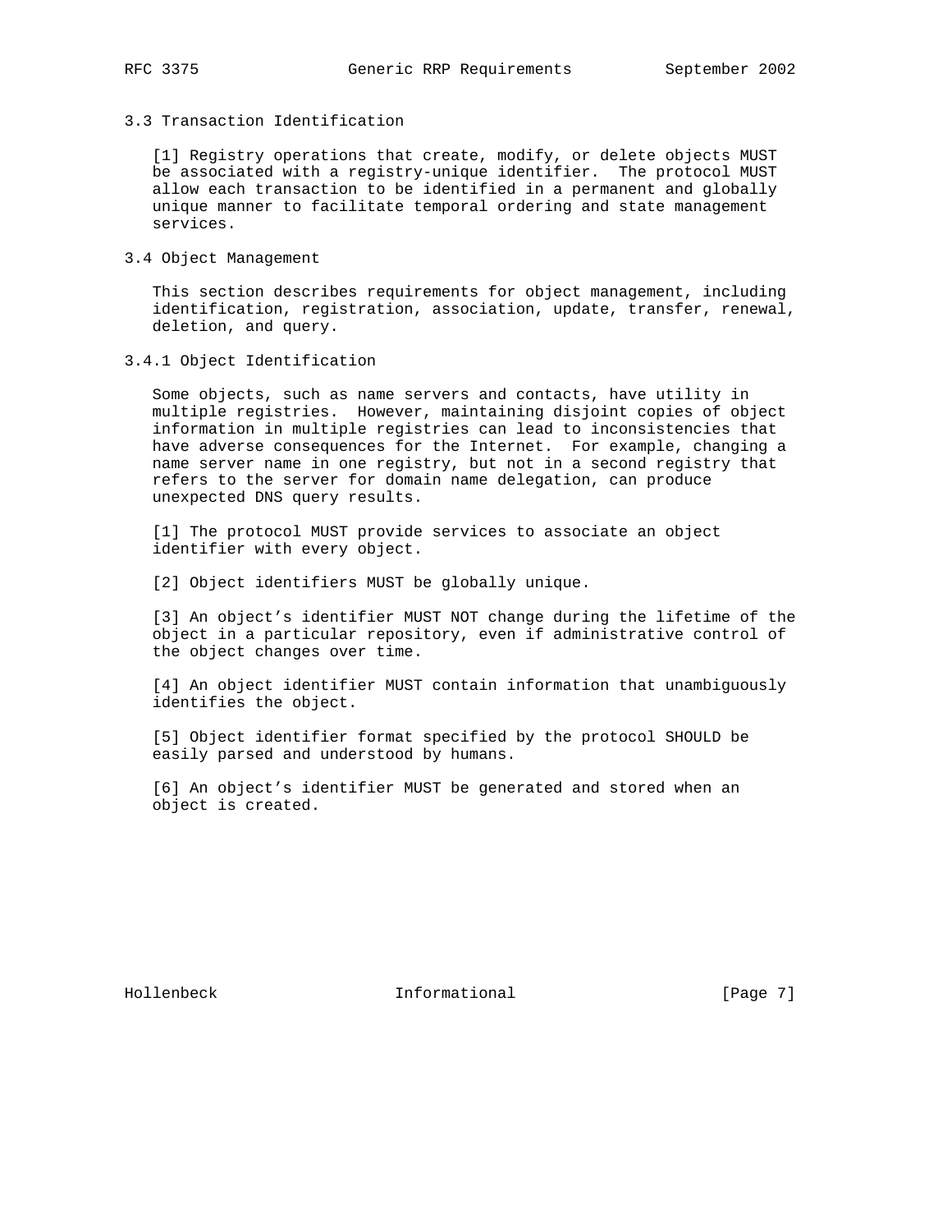### 3.3 Transaction Identification

[1] Registry operations that create, modify, or delete objects MUST be associated with a registry-unique identifier. The protocol MUST allow each transaction to be identified in a permanent and globally unique manner to facilitate temporal ordering and state management services.

### 3.4 Object Management

This section describes requirements for object management, including identification, registration, association, update, transfer, renewal, deletion, and query.

#### 3.4.1 Object Identification

Some objects, such as name servers and contacts, have utility in multiple registries. However, maintaining disjoint copies of object information in multiple registries can lead to inconsistencies that have adverse consequences for the Internet. For example, changing a name server name in one registry, but not in a second registry that refers to the server for domain name delegation, can produce unexpected DNS query results.

[1] The protocol MUST provide services to associate an object identifier with every object.

[2] Object identifiers MUST be globally unique.

[3] An object's identifier MUST NOT change during the lifetime of the object in a particular repository, even if administrative control of the object changes over time.

[4] An object identifier MUST contain information that unambiguously identifies the object.

[5] Object identifier format specified by the protocol SHOULD be easily parsed and understood by humans.

[6] An object's identifier MUST be generated and stored when an object is created.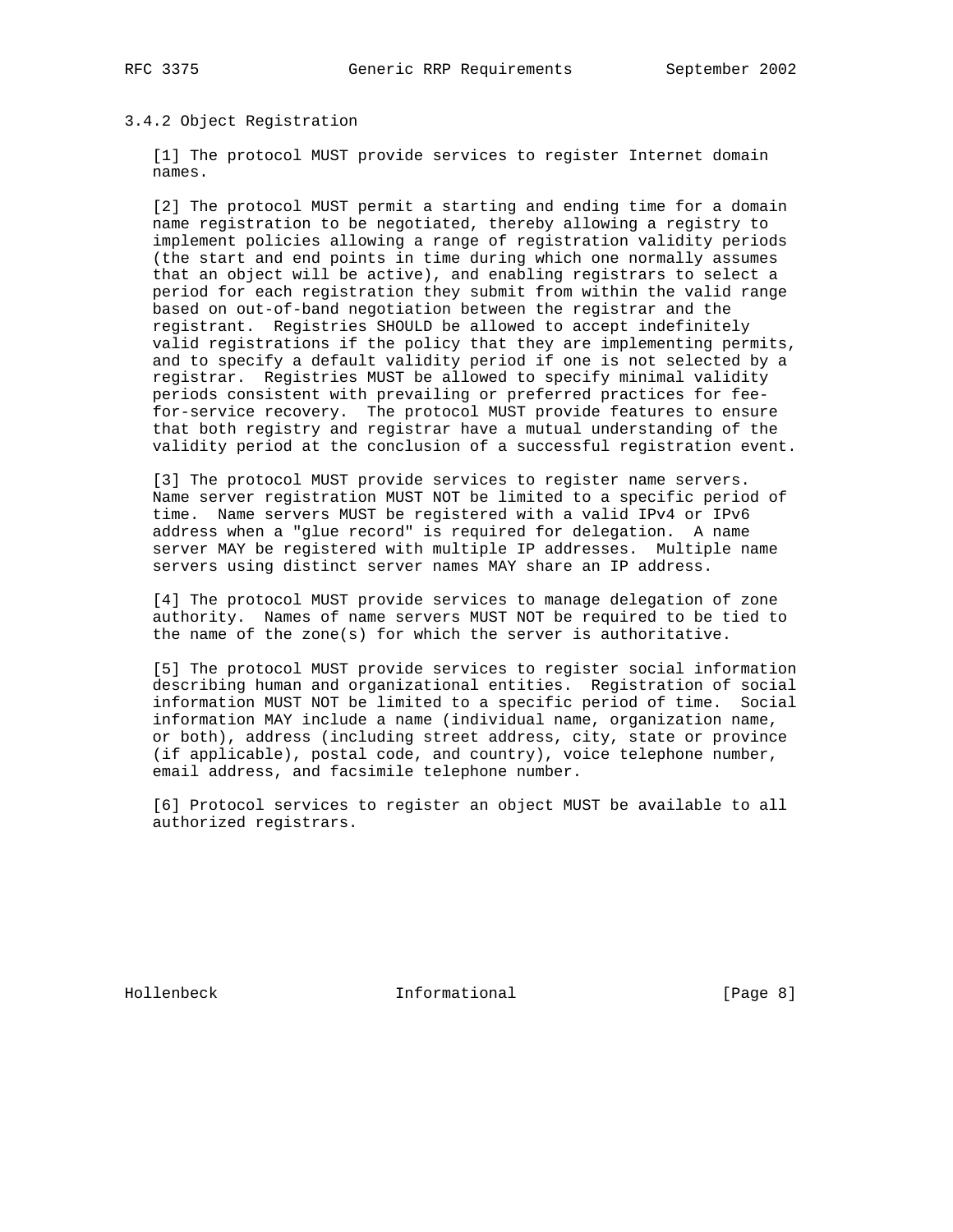### 3.4.2 Object Registration

[1] The protocol MUST provide services to register Internet domain names.

[2] The protocol MUST permit a starting and ending time for a domain name registration to be negotiated, thereby allowing a registry to implement policies allowing a range of registration validity periods (the start and end points in time during which one normally assumes that an object will be active), and enabling registrars to select a period for each registration they submit from within the valid range based on out-of-band negotiation between the registrar and the registrant. Registries SHOULD be allowed to accept indefinitely valid registrations if the policy that they are implementing permits, and to specify a default validity period if one is not selected by a registrar. Registries MUST be allowed to specify minimal validity periods consistent with prevailing or preferred practices for fee-for-service recovery. The protocol MUST provide features to ensure that both registry and registrar have a mutual understanding of the validity period at the conclusion of a successful registration event.

[3] The protocol MUST provide services to register name servers. Name server registration MUST NOT be limited to a specific period of time. Name servers MUST be registered with a valid IPv4 or IPv6 address when a "glue record" is required for delegation. A name server MAY be registered with multiple IP addresses. Multiple name servers using distinct server names MAY share an IP address.

[4] The protocol MUST provide services to manage delegation of zone authority. Names of name servers MUST NOT be required to be tied to the name of the zone(s) for which the server is authoritative.

[5] The protocol MUST provide services to register social information describing human and organizational entities. Registration of social information MUST NOT be limited to a specific period of time. Social information MAY include a name (individual name, organization name, or both), address (including street address, city, state or province (if applicable), postal code, and country), voice telephone number, email address, and facsimile telephone number.

[6] Protocol services to register an object MUST be available to all authorized registrars.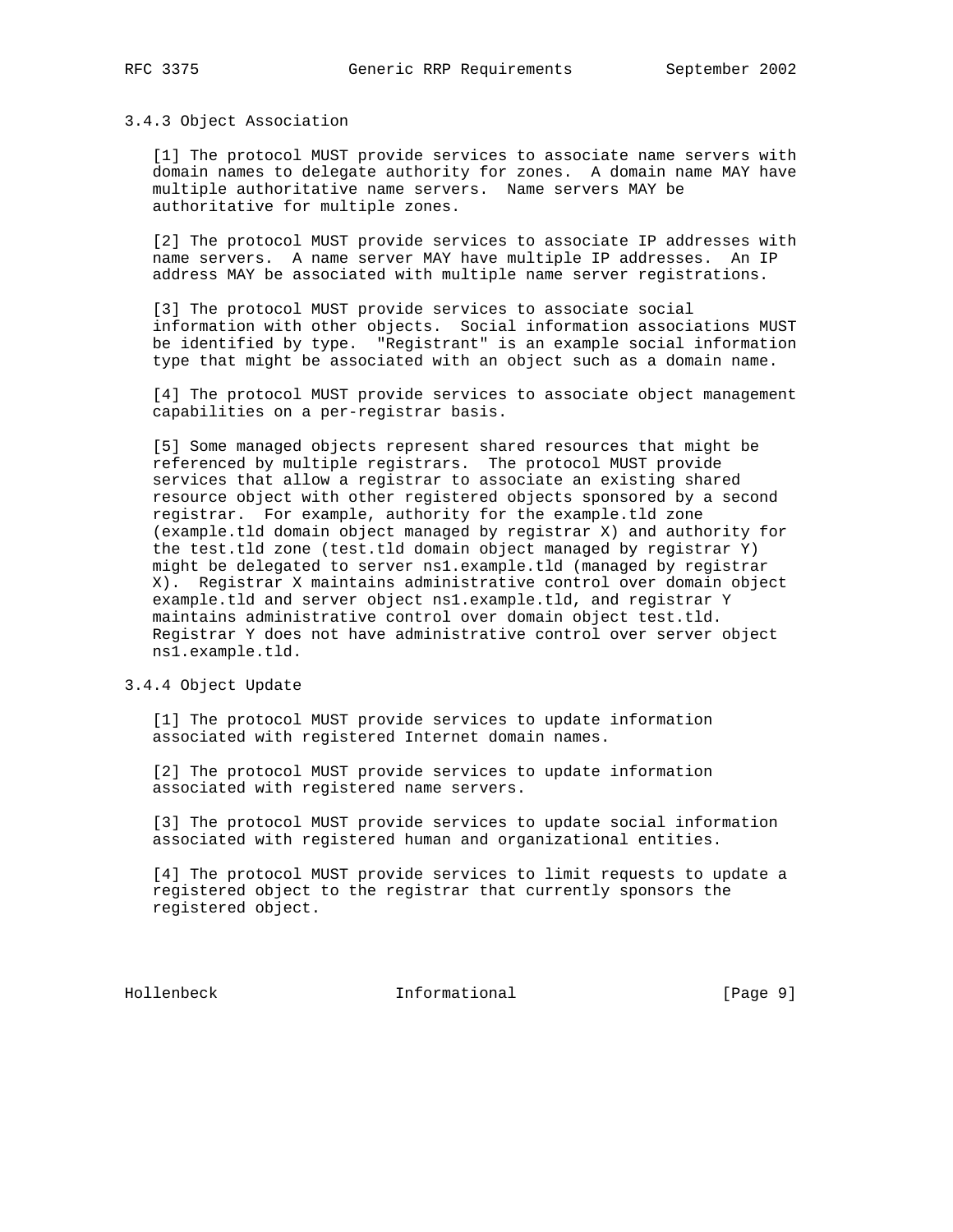### 3.4.3 Object Association

[1] The protocol MUST provide services to associate name servers with domain names to delegate authority for zones. A domain name MAY have multiple authoritative name servers. Name servers MAY be authoritative for multiple zones.

[2] The protocol MUST provide services to associate IP addresses with name servers. A name server MAY have multiple IP addresses. An IP address MAY be associated with multiple name server registrations.

[3] The protocol MUST provide services to associate social information with other objects. Social information associations MUST be identified by type. "Registrant" is an example social information type that might be associated with an object such as a domain name.

[4] The protocol MUST provide services to associate object management capabilities on a per-registrar basis.

[5] Some managed objects represent shared resources that might be referenced by multiple registrars. The protocol MUST provide services that allow a registrar to associate an existing shared resource object with other registered objects sponsored by a second registrar. For example, authority for the example.tld zone (example.tld domain object managed by registrar X) and authority for the test.tld zone (test.tld domain object managed by registrar Y) might be delegated to server ns1.example.tld (managed by registrar X). Registrar X maintains administrative control over domain object example.tld and server object ns1.example.tld, and registrar Y maintains administrative control over domain object test.tld. Registrar Y does not have administrative control over server object ns1.example.tld.

### 3.4.4 Object Update

[1] The protocol MUST provide services to update information associated with registered Internet domain names.

[2] The protocol MUST provide services to update information associated with registered name servers.

[3] The protocol MUST provide services to update social information associated with registered human and organizational entities.

[4] The protocol MUST provide services to limit requests to update a registered object to the registrar that currently sponsors the registered object.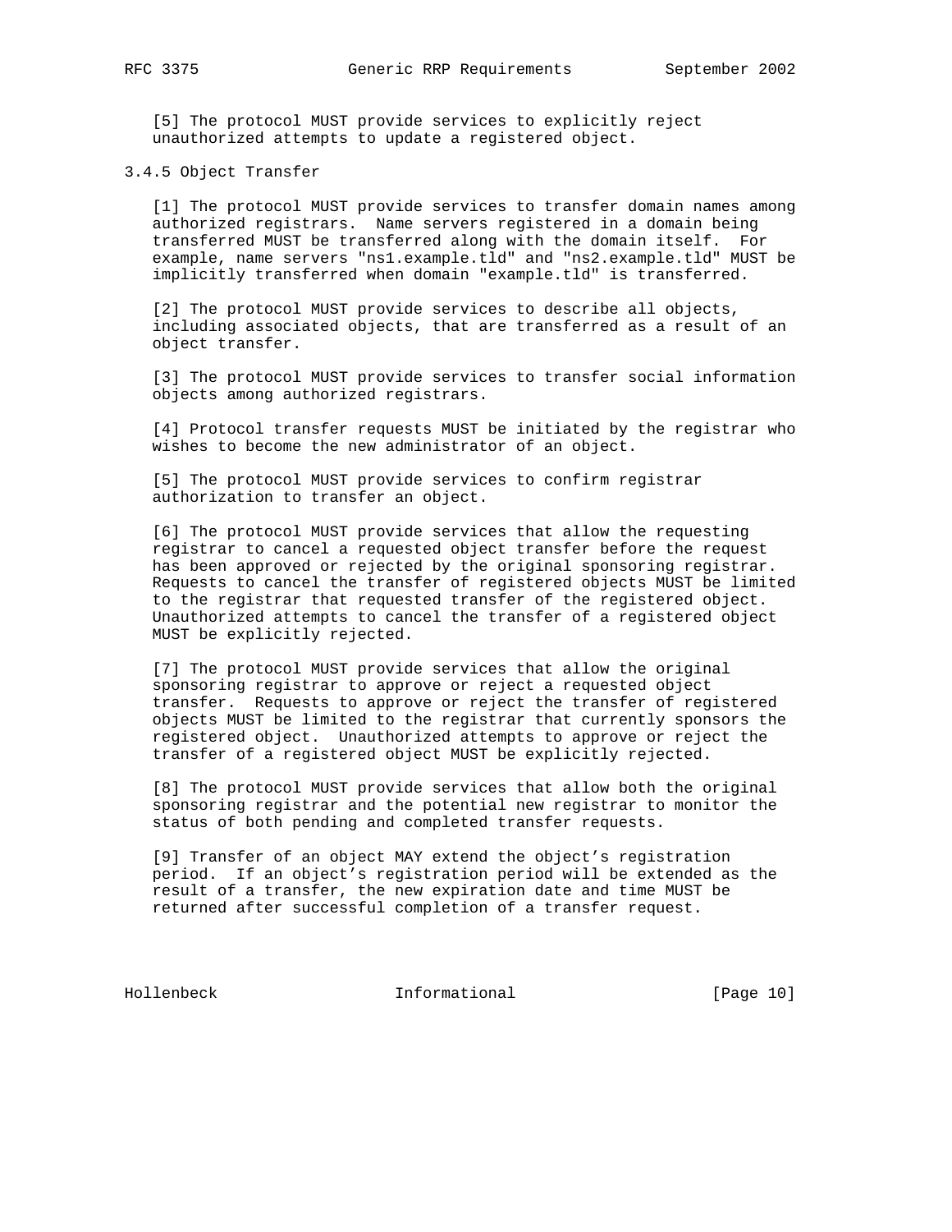[5] The protocol MUST provide services to explicitly reject unauthorized attempts to update a registered object.

### 3.4.5 Object Transfer

[1] The protocol MUST provide services to transfer domain names among authorized registrars. Name servers registered in a domain being transferred MUST be transferred along with the domain itself. For example, name servers "ns1.example.tld" and "ns2.example.tld" MUST be implicitly transferred when domain "example.tld" is transferred.

[2] The protocol MUST provide services to describe all objects, including associated objects, that are transferred as a result of an object transfer.

[3] The protocol MUST provide services to transfer social information objects among authorized registrars.

[4] Protocol transfer requests MUST be initiated by the registrar who wishes to become the new administrator of an object.

[5] The protocol MUST provide services to confirm registrar authorization to transfer an object.

[6] The protocol MUST provide services that allow the requesting registrar to cancel a requested object transfer before the request has been approved or rejected by the original sponsoring registrar. Requests to cancel the transfer of registered objects MUST be limited to the registrar that requested transfer of the registered object. Unauthorized attempts to cancel the transfer of a registered object MUST be explicitly rejected.

[7] The protocol MUST provide services that allow the original sponsoring registrar to approve or reject a requested object transfer. Requests to approve or reject the transfer of registered objects MUST be limited to the registrar that currently sponsors the registered object. Unauthorized attempts to approve or reject the transfer of a registered object MUST be explicitly rejected.

[8] The protocol MUST provide services that allow both the original sponsoring registrar and the potential new registrar to monitor the status of both pending and completed transfer requests.

[9] Transfer of an object MAY extend the object's registration period. If an object's registration period will be extended as the result of a transfer, the new expiration date and time MUST be returned after successful completion of a transfer request.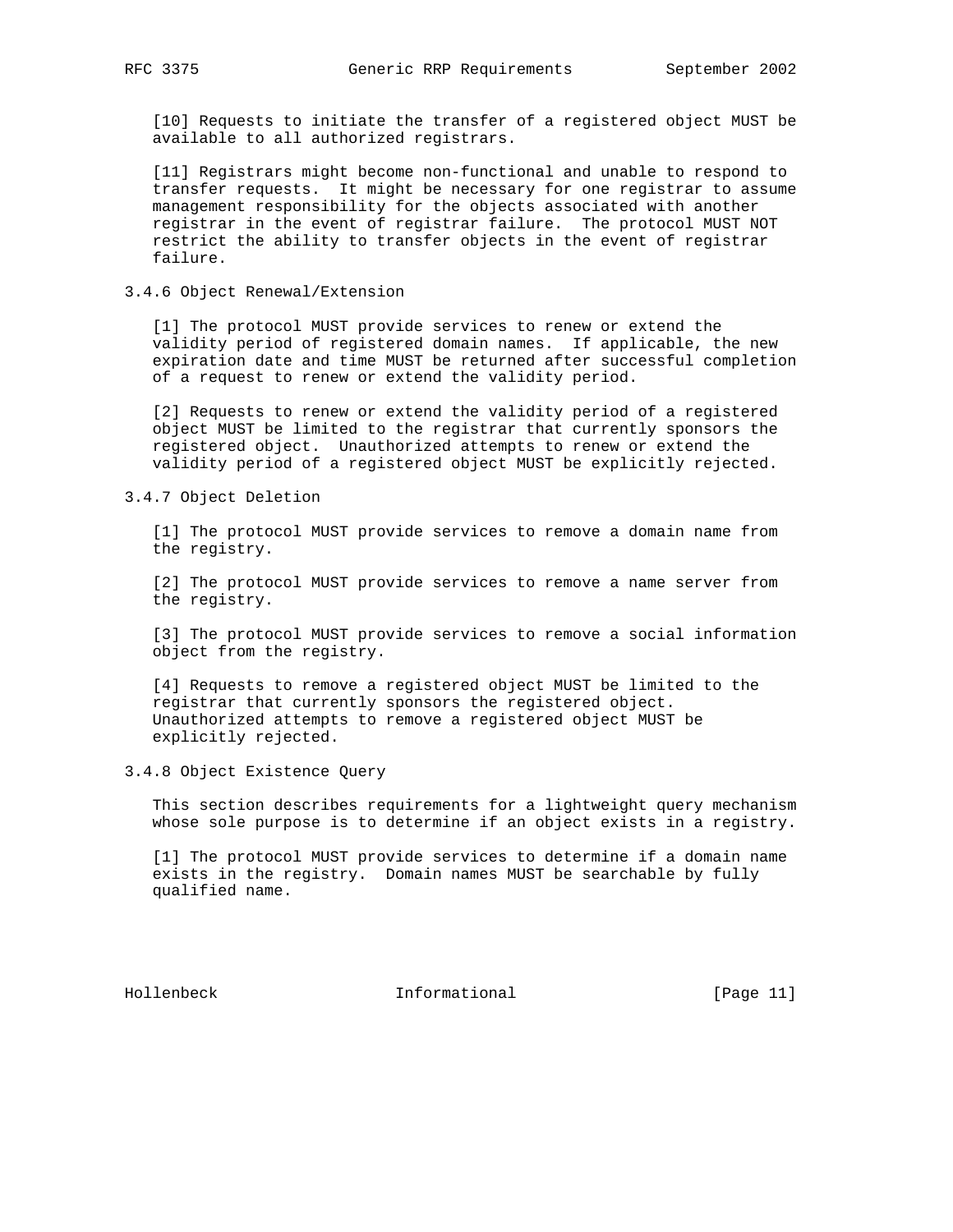[10] Requests to initiate the transfer of a registered object MUST be available to all authorized registrars.

[11] Registrars might become non-functional and unable to respond to transfer requests. It might be necessary for one registrar to assume management responsibility for the objects associated with another registrar in the event of registrar failure. The protocol MUST NOT restrict the ability to transfer objects in the event of registrar failure.

### 3.4.6 Object Renewal/Extension

[1] The protocol MUST provide services to renew or extend the validity period of registered domain names. If applicable, the new expiration date and time MUST be returned after successful completion of a request to renew or extend the validity period.

[2] Requests to renew or extend the validity period of a registered object MUST be limited to the registrar that currently sponsors the registered object. Unauthorized attempts to renew or extend the validity period of a registered object MUST be explicitly rejected.

### 3.4.7 Object Deletion

[1] The protocol MUST provide services to remove a domain name from the registry.

[2] The protocol MUST provide services to remove a name server from the registry.

[3] The protocol MUST provide services to remove a social information object from the registry.

[4] Requests to remove a registered object MUST be limited to the registrar that currently sponsors the registered object. Unauthorized attempts to remove a registered object MUST be explicitly rejected.

### 3.4.8 Object Existence Query

This section describes requirements for a lightweight query mechanism whose sole purpose is to determine if an object exists in a registry.

[1] The protocol MUST provide services to determine if a domain name exists in the registry. Domain names MUST be searchable by fully qualified name.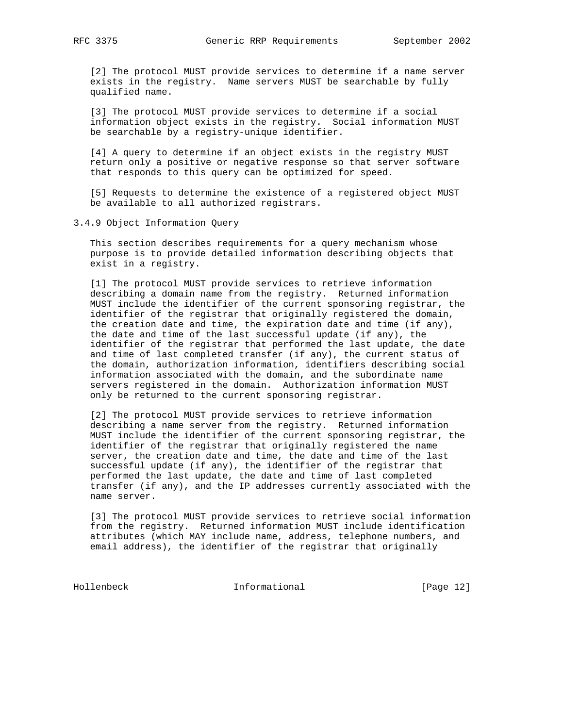[2] The protocol MUST provide services to determine if a name server exists in the registry. Name servers MUST be searchable by fully qualified name.

[3] The protocol MUST provide services to determine if a social information object exists in the registry. Social information MUST be searchable by a registry-unique identifier.

[4] A query to determine if an object exists in the registry MUST return only a positive or negative response so that server software that responds to this query can be optimized for speed.

[5] Requests to determine the existence of a registered object MUST be available to all authorized registrars.

### 3.4.9 Object Information Query

This section describes requirements for a query mechanism whose purpose is to provide detailed information describing objects that exist in a registry.

[1] The protocol MUST provide services to retrieve information describing a domain name from the registry. Returned information MUST include the identifier of the current sponsoring registrar, the identifier of the registrar that originally registered the domain, the creation date and time, the expiration date and time (if any), the date and time of the last successful update (if any), the identifier of the registrar that performed the last update, the date and time of last completed transfer (if any), the current status of the domain, authorization information, identifiers describing social information associated with the domain, and the subordinate name servers registered in the domain. Authorization information MUST only be returned to the current sponsoring registrar.

[2] The protocol MUST provide services to retrieve information describing a name server from the registry. Returned information MUST include the identifier of the current sponsoring registrar, the identifier of the registrar that originally registered the name server, the creation date and time, the date and time of the last successful update (if any), the identifier of the registrar that performed the last update, the date and time of last completed transfer (if any), and the IP addresses currently associated with the name server.

[3] The protocol MUST provide services to retrieve social information from the registry. Returned information MUST include identification attributes (which MAY include name, address, telephone numbers, and email address), the identifier of the registrar that originally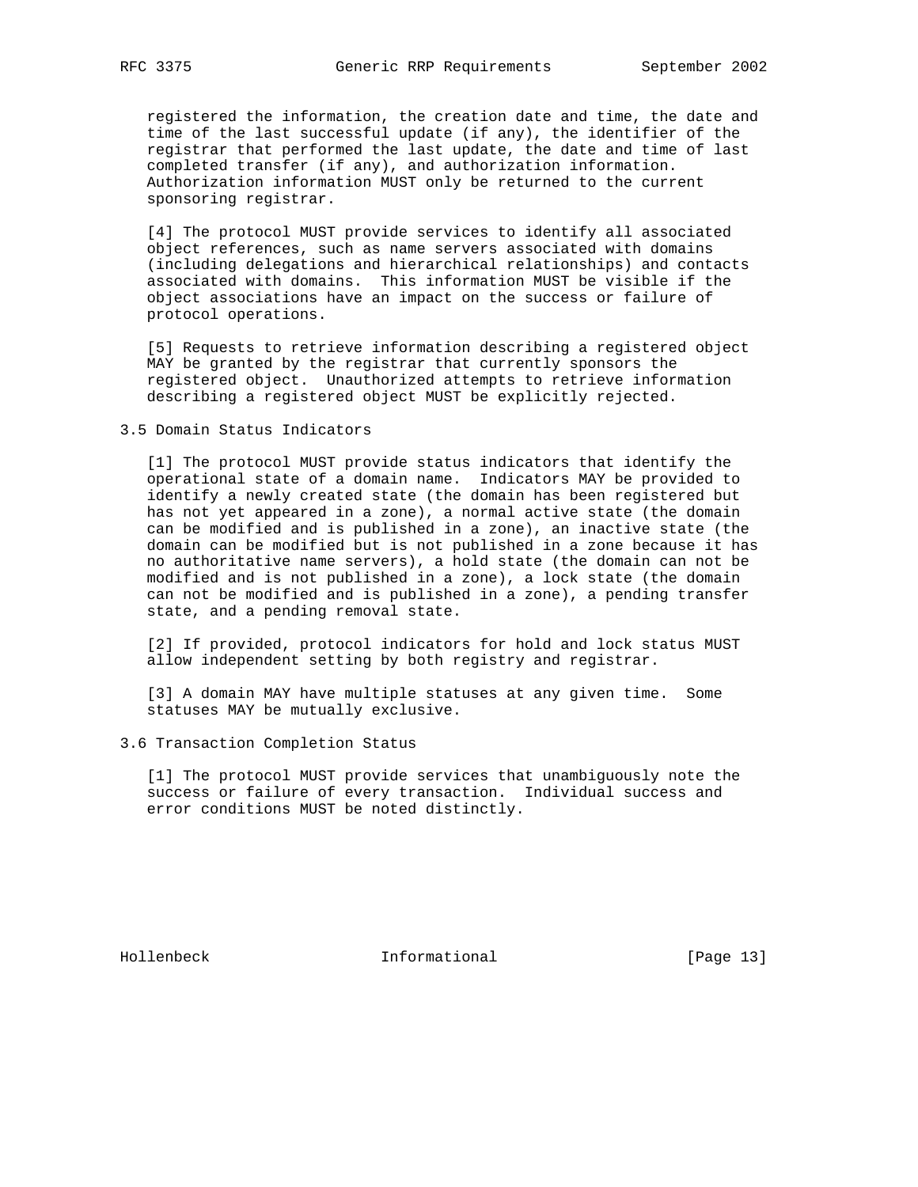registered the information, the creation date and time, the date and time of the last successful update (if any), the identifier of the registrar that performed the last update, the date and time of last completed transfer (if any), and authorization information. Authorization information MUST only be returned to the current sponsoring registrar.

[4] The protocol MUST provide services to identify all associated object references, such as name servers associated with domains (including delegations and hierarchical relationships) and contacts associated with domains. This information MUST be visible if the object associations have an impact on the success or failure of protocol operations.

[5] Requests to retrieve information describing a registered object MAY be granted by the registrar that currently sponsors the registered object. Unauthorized attempts to retrieve information describing a registered object MUST be explicitly rejected.

### 3.5 Domain Status Indicators

[1] The protocol MUST provide status indicators that identify the operational state of a domain name. Indicators MAY be provided to identify a newly created state (the domain has been registered but has not yet appeared in a zone), a normal active state (the domain can be modified and is published in a zone), an inactive state (the domain can be modified but is not published in a zone because it has no authoritative name servers), a hold state (the domain can not be modified and is not published in a zone), a lock state (the domain can not be modified and is published in a zone), a pending transfer state, and a pending removal state.

[2] If provided, protocol indicators for hold and lock status MUST allow independent setting by both registry and registrar.

[3] A domain MAY have multiple statuses at any given time. Some statuses MAY be mutually exclusive.

### 3.6 Transaction Completion Status

[1] The protocol MUST provide services that unambiguously note the success or failure of every transaction. Individual success and error conditions MUST be noted distinctly.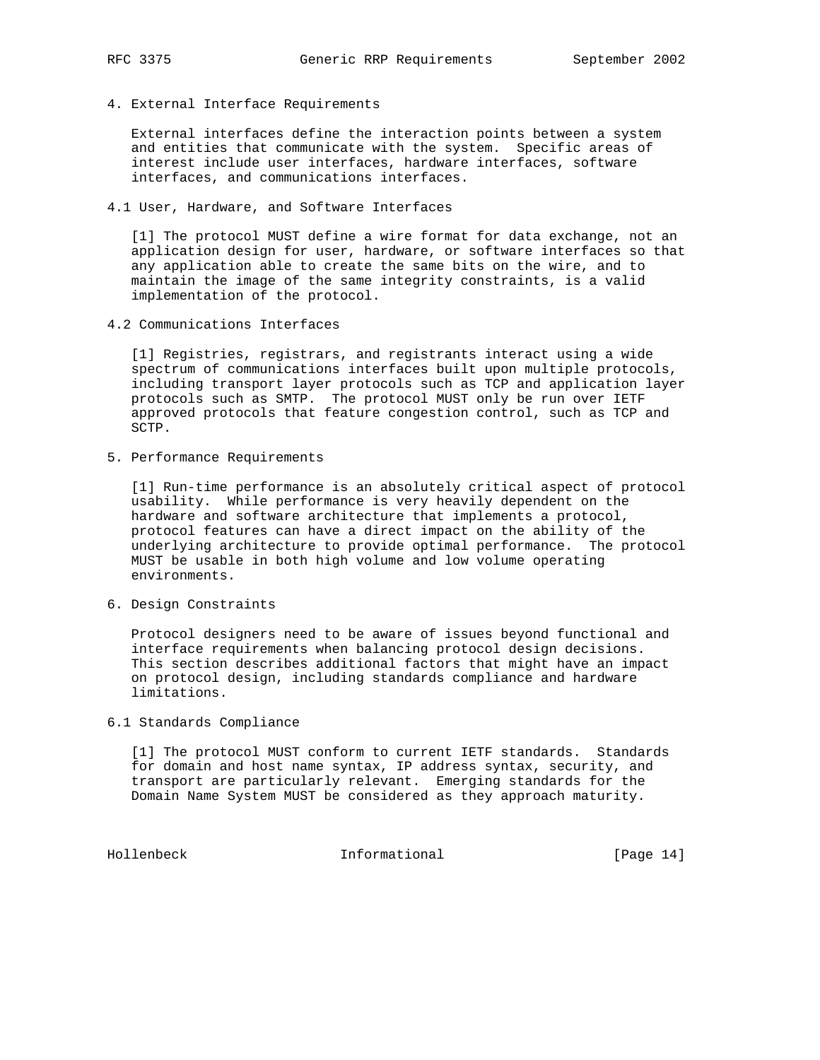## 4. External Interface Requirements

External interfaces define the interaction points between a system and entities that communicate with the system. Specific areas of interest include user interfaces, hardware interfaces, software interfaces, and communications interfaces.

### 4.1 User, Hardware, and Software Interfaces

[1] The protocol MUST define a wire format for data exchange, not an application design for user, hardware, or software interfaces so that any application able to create the same bits on the wire, and to maintain the image of the same integrity constraints, is a valid implementation of the protocol.

### 4.2 Communications Interfaces

[1] Registries, registrars, and registrants interact using a wide spectrum of communications interfaces built upon multiple protocols, including transport layer protocols such as TCP and application layer protocols such as SMTP. The protocol MUST only be run over IETF approved protocols that feature congestion control, such as TCP and SCTP.

## 5. Performance Requirements

[1] Run-time performance is an absolutely critical aspect of protocol usability. While performance is very heavily dependent on the hardware and software architecture that implements a protocol, protocol features can have a direct impact on the ability of the underlying architecture to provide optimal performance. The protocol MUST be usable in both high volume and low volume operating environments.

## 6. Design Constraints

Protocol designers need to be aware of issues beyond functional and interface requirements when balancing protocol design decisions. This section describes additional factors that might have an impact on protocol design, including standards compliance and hardware limitations.

### 6.1 Standards Compliance

[1] The protocol MUST conform to current IETF standards. Standards for domain and host name syntax, IP address syntax, security, and transport are particularly relevant. Emerging standards for the Domain Name System MUST be considered as they approach maturity.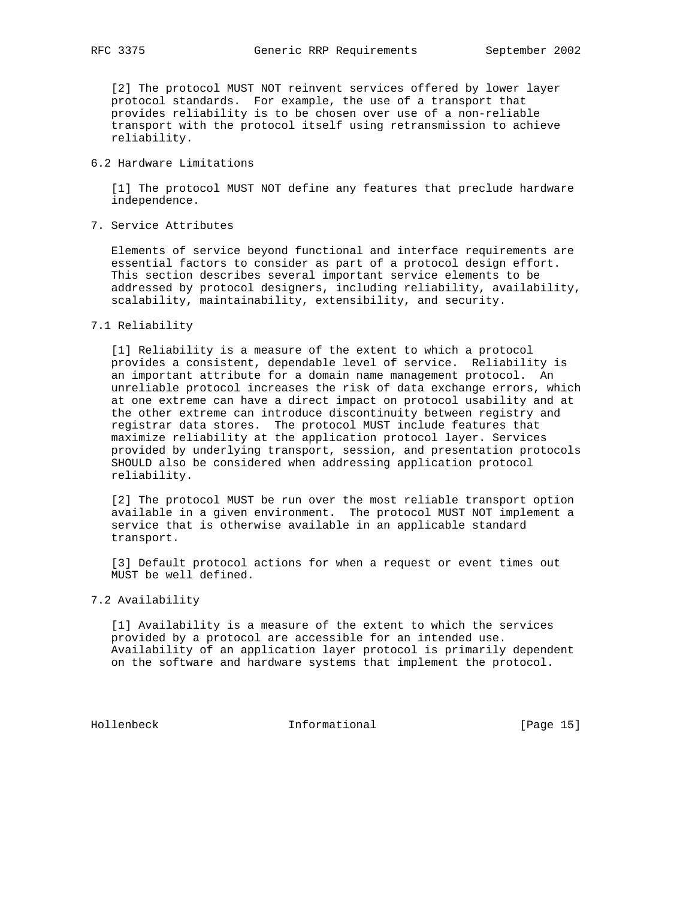[2] The protocol MUST NOT reinvent services offered by lower layer protocol standards. For example, the use of a transport that provides reliability is to be chosen over use of a non-reliable transport with the protocol itself using retransmission to achieve reliability.

### 6.2 Hardware Limitations

[1] The protocol MUST NOT define any features that preclude hardware independence.

## 7. Service Attributes

Elements of service beyond functional and interface requirements are essential factors to consider as part of a protocol design effort. This section describes several important service elements to be addressed by protocol designers, including reliability, availability, scalability, maintainability, extensibility, and security.

### 7.1 Reliability

[1] Reliability is a measure of the extent to which a protocol provides a consistent, dependable level of service. Reliability is an important attribute for a domain name management protocol. An unreliable protocol increases the risk of data exchange errors, which at one extreme can have a direct impact on protocol usability and at the other extreme can introduce discontinuity between registry and registrar data stores. The protocol MUST include features that maximize reliability at the application protocol layer. Services provided by underlying transport, session, and presentation protocols SHOULD also be considered when addressing application protocol reliability.

[2] The protocol MUST be run over the most reliable transport option available in a given environment. The protocol MUST NOT implement a service that is otherwise available in an applicable standard transport.

[3] Default protocol actions for when a request or event times out MUST be well defined.

### 7.2 Availability

[1] Availability is a measure of the extent to which the services provided by a protocol are accessible for an intended use. Availability of an application layer protocol is primarily dependent on the software and hardware systems that implement the protocol.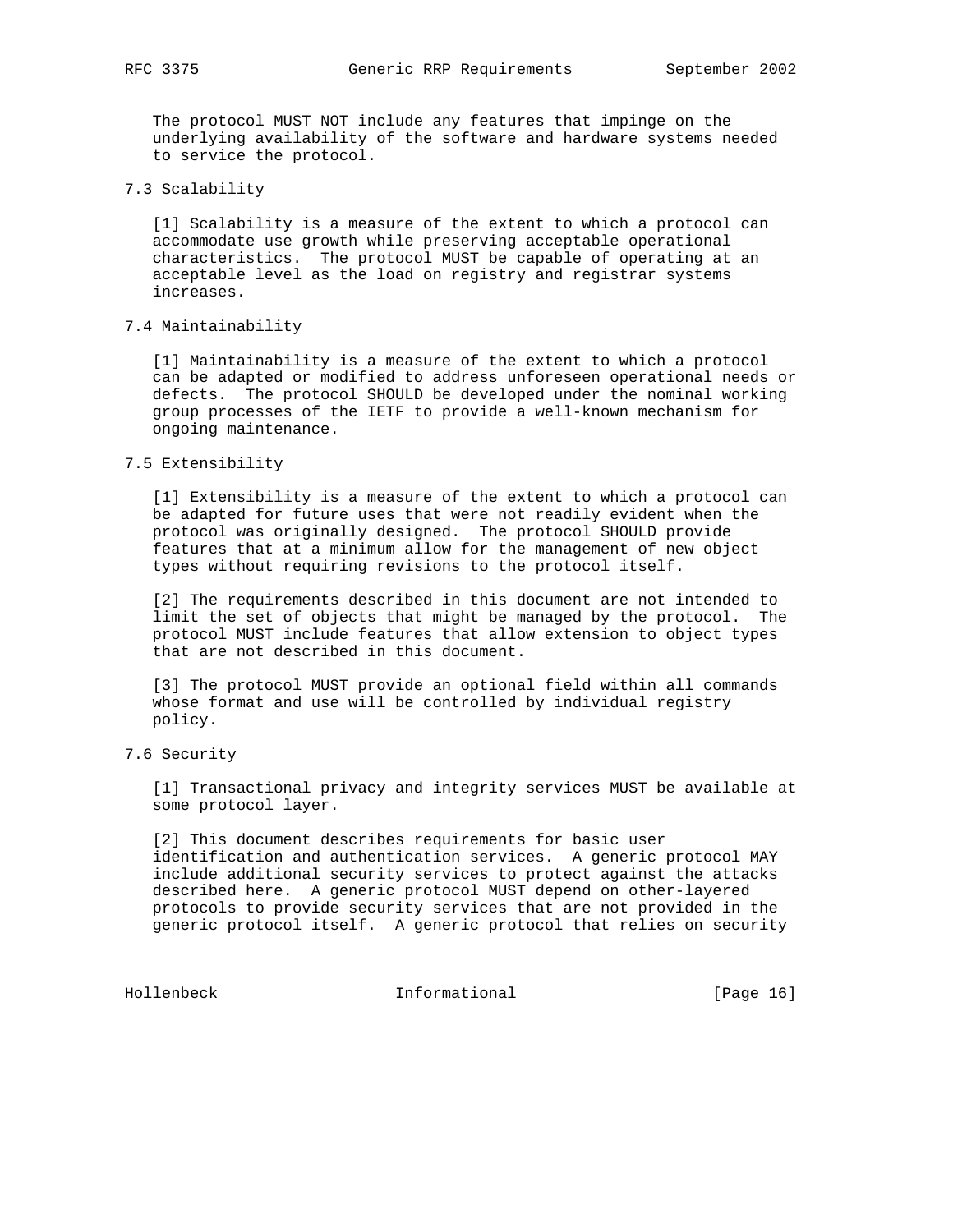The protocol MUST NOT include any features that impinge on the underlying availability of the software and hardware systems needed to service the protocol.

### 7.3 Scalability

[1] Scalability is a measure of the extent to which a protocol can accommodate use growth while preserving acceptable operational characteristics. The protocol MUST be capable of operating at an acceptable level as the load on registry and registrar systems increases.

### 7.4 Maintainability

[1] Maintainability is a measure of the extent to which a protocol can be adapted or modified to address unforeseen operational needs or defects. The protocol SHOULD be developed under the nominal working group processes of the IETF to provide a well-known mechanism for ongoing maintenance.

### 7.5 Extensibility

[1] Extensibility is a measure of the extent to which a protocol can be adapted for future uses that were not readily evident when the protocol was originally designed. The protocol SHOULD provide features that at a minimum allow for the management of new object types without requiring revisions to the protocol itself.

[2] The requirements described in this document are not intended to limit the set of objects that might be managed by the protocol. The protocol MUST include features that allow extension to object types that are not described in this document.

[3] The protocol MUST provide an optional field within all commands whose format and use will be controlled by individual registry policy.

### 7.6 Security

[1] Transactional privacy and integrity services MUST be available at some protocol layer.

[2] This document describes requirements for basic user identification and authentication services. A generic protocol MAY include additional security services to protect against the attacks described here. A generic protocol MUST depend on other-layered protocols to provide security services that are not provided in the generic protocol itself. A generic protocol that relies on security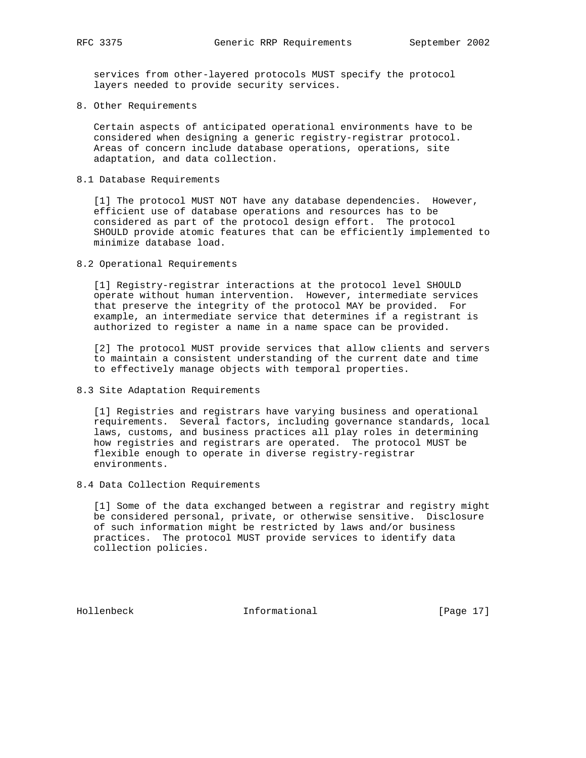services from other-layered protocols MUST specify the protocol layers needed to provide security services.

## 8. Other Requirements

Certain aspects of anticipated operational environments have to be considered when designing a generic registry-registrar protocol. Areas of concern include database operations, operations, site adaptation, and data collection.

### 8.1 Database Requirements

[1] The protocol MUST NOT have any database dependencies. However, efficient use of database operations and resources has to be considered as part of the protocol design effort. The protocol SHOULD provide atomic features that can be efficiently implemented to minimize database load.

### 8.2 Operational Requirements

[1] Registry-registrar interactions at the protocol level SHOULD operate without human intervention. However, intermediate services that preserve the integrity of the protocol MAY be provided. For example, an intermediate service that determines if a registrant is authorized to register a name in a name space can be provided.

[2] The protocol MUST provide services that allow clients and servers to maintain a consistent understanding of the current date and time to effectively manage objects with temporal properties.

### 8.3 Site Adaptation Requirements

[1] Registries and registrars have varying business and operational requirements. Several factors, including governance standards, local laws, customs, and business practices all play roles in determining how registries and registrars are operated. The protocol MUST be flexible enough to operate in diverse registry-registrar environments.

### 8.4 Data Collection Requirements

[1] Some of the data exchanged between a registrar and registry might be considered personal, private, or otherwise sensitive. Disclosure of such information might be restricted by laws and/or business practices. The protocol MUST provide services to identify data collection policies.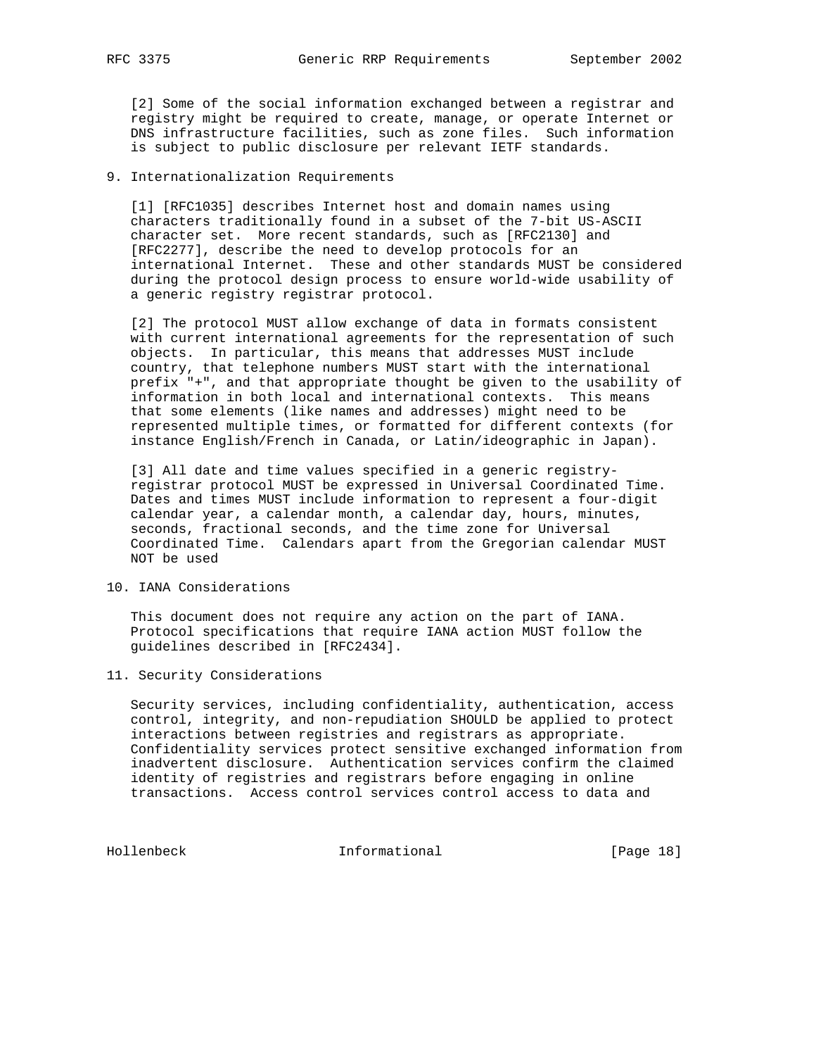[2] Some of the social information exchanged between a registrar and registry might be required to create, manage, or operate Internet or DNS infrastructure facilities, such as zone files. Such information is subject to public disclosure per relevant IETF standards.

## 9. Internationalization Requirements

[1] [RFC1035] describes Internet host and domain names using characters traditionally found in a subset of the 7-bit US-ASCII character set. More recent standards, such as [RFC2130] and [RFC2277], describe the need to develop protocols for an international Internet. These and other standards MUST be considered during the protocol design process to ensure world-wide usability of a generic registry registrar protocol.

[2] The protocol MUST allow exchange of data in formats consistent with current international agreements for the representation of such objects. In particular, this means that addresses MUST include country, that telephone numbers MUST start with the international prefix "+", and that appropriate thought be given to the usability of information in both local and international contexts. This means that some elements (like names and addresses) might need to be represented multiple times, or formatted for different contexts (for instance English/French in Canada, or Latin/ideographic in Japan).

[3] All date and time values specified in a generic registry-registrar protocol MUST be expressed in Universal Coordinated Time. Dates and times MUST include information to represent a four-digit calendar year, a calendar month, a calendar day, hours, minutes, seconds, fractional seconds, and the time zone for Universal Coordinated Time. Calendars apart from the Gregorian calendar MUST NOT be used

## 10. IANA Considerations

This document does not require any action on the part of IANA. Protocol specifications that require IANA action MUST follow the guidelines described in [RFC2434].

## 11. Security Considerations

Security services, including confidentiality, authentication, access control, integrity, and non-repudiation SHOULD be applied to protect interactions between registries and registrars as appropriate. Confidentiality services protect sensitive exchanged information from inadvertent disclosure. Authentication services confirm the claimed identity of registries and registrars before engaging in online transactions. Access control services control access to data and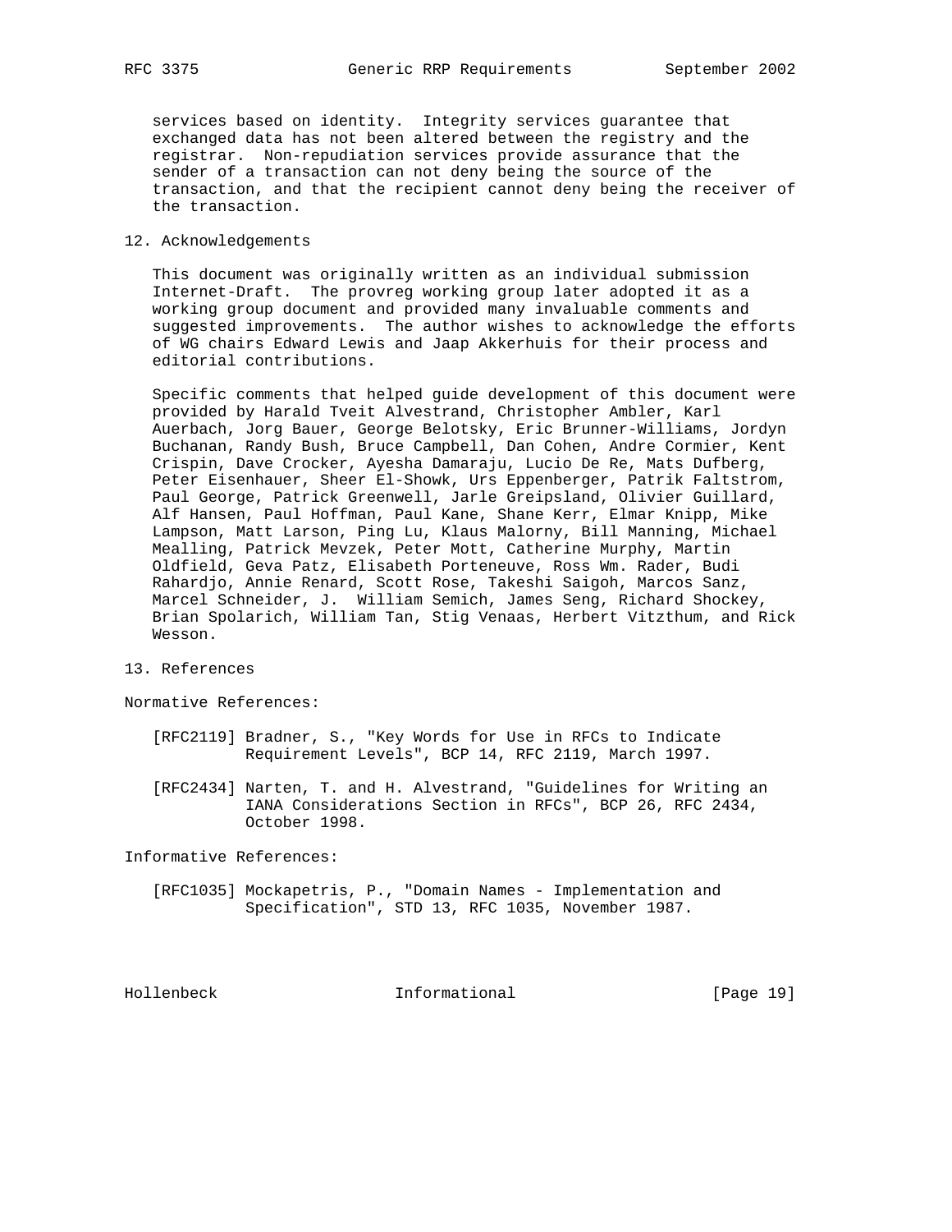services based on identity. Integrity services guarantee that exchanged data has not been altered between the registry and the registrar. Non-repudiation services provide assurance that the sender of a transaction can not deny being the source of the transaction, and that the recipient cannot deny being the receiver of the transaction.

## 12. Acknowledgements

This document was originally written as an individual submission Internet-Draft. The provreg working group later adopted it as a working group document and provided many invaluable comments and suggested improvements. The author wishes to acknowledge the efforts of WG chairs Edward Lewis and Jaap Akkerhuis for their process and editorial contributions.

Specific comments that helped guide development of this document were provided by Harald Tveit Alvestrand, Christopher Ambler, Karl Auerbach, Jorg Bauer, George Belotsky, Eric Brunner-Williams, Jordyn Buchanan, Randy Bush, Bruce Campbell, Dan Cohen, Andre Cormier, Kent Crispin, Dave Crocker, Ayesha Damaraju, Lucio De Re, Mats Dufberg, Peter Eisenhauer, Sheer El-Showk, Urs Eppenberger, Patrik Faltstrom, Paul George, Patrick Greenwell, Jarle Greipsland, Olivier Guillard, Alf Hansen, Paul Hoffman, Paul Kane, Shane Kerr, Elmar Knipp, Mike Lampson, Matt Larson, Ping Lu, Klaus Malorny, Bill Manning, Michael Mealling, Patrick Mevzek, Peter Mott, Catherine Murphy, Martin Oldfield, Geva Patz, Elisabeth Porteneuve, Ross Wm. Rader, Budi Rahardjo, Annie Renard, Scott Rose, Takeshi Saigoh, Marcos Sanz, Marcel Schneider, J. William Semich, James Seng, Richard Shockey, Brian Spolarich, William Tan, Stig Venaas, Herbert Vitzthum, and Rick Wesson.

## 13. References

Normative References:

[RFC2119] Bradner, S., "Key Words for Use in RFCs to Indicate Requirement Levels", BCP 14, RFC 2119, March 1997.

[RFC2434] Narten, T. and H. Alvestrand, "Guidelines for Writing an IANA Considerations Section in RFCs", BCP 26, RFC 2434, October 1998.

Informative References:

[RFC1035] Mockapetris, P., "Domain Names - Implementation and Specification", STD 13, RFC 1035, November 1987.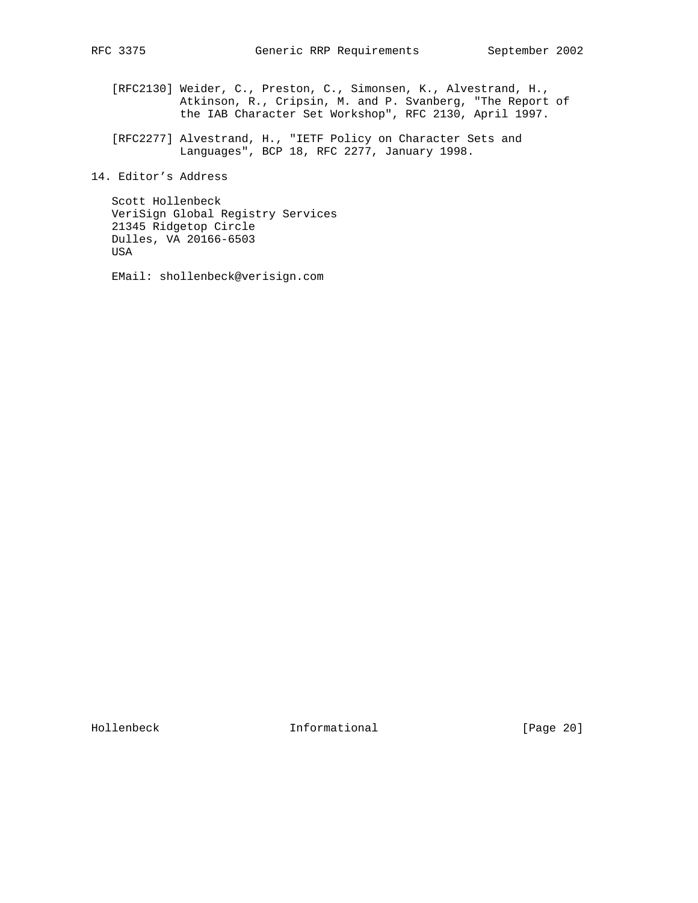[RFC2130] Weider, C., Preston, C., Simonsen, K., Alvestrand, H., Atkinson, R., Cripsin, M. and P. Svanberg, "The Report of the IAB Character Set Workshop", RFC 2130, April 1997.

[RFC2277] Alvestrand, H., "IETF Policy on Character Sets and Languages", BCP 18, RFC 2277, January 1998.

## 14. Editor’s Address

Scott Hollenbeck
VeriSign Global Registry Services
21345 Ridgetop Circle
Dulles, VA 20166-6503
USA

EMail: shollenbeck@verisign.com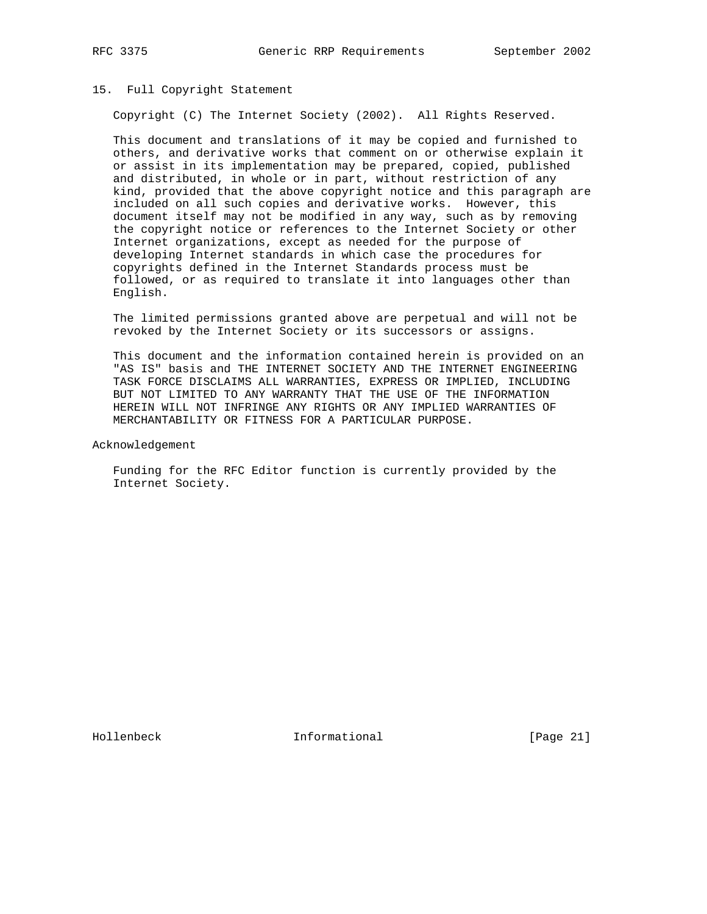## 15. Full Copyright Statement

Copyright (C) The Internet Society (2002). All Rights Reserved.

This document and translations of it may be copied and furnished to others, and derivative works that comment on or otherwise explain it or assist in its implementation may be prepared, copied, published and distributed, in whole or in part, without restriction of any kind, provided that the above copyright notice and this paragraph are included on all such copies and derivative works. However, this document itself may not be modified in any way, such as by removing the copyright notice or references to the Internet Society or other Internet organizations, except as needed for the purpose of developing Internet standards in which case the procedures for copyrights defined in the Internet Standards process must be followed, or as required to translate it into languages other than English.

The limited permissions granted above are perpetual and will not be revoked by the Internet Society or its successors or assigns.

This document and the information contained herein is provided on an "AS IS" basis and THE INTERNET SOCIETY AND THE INTERNET ENGINEERING TASK FORCE DISCLAIMS ALL WARRANTIES, EXPRESS OR IMPLIED, INCLUDING BUT NOT LIMITED TO ANY WARRANTY THAT THE USE OF THE INFORMATION HEREIN WILL NOT INFRINGE ANY RIGHTS OR ANY IMPLIED WARRANTIES OF MERCHANTABILITY OR FITNESS FOR A PARTICULAR PURPOSE.

## Acknowledgement

Funding for the RFC Editor function is currently provided by the Internet Society.